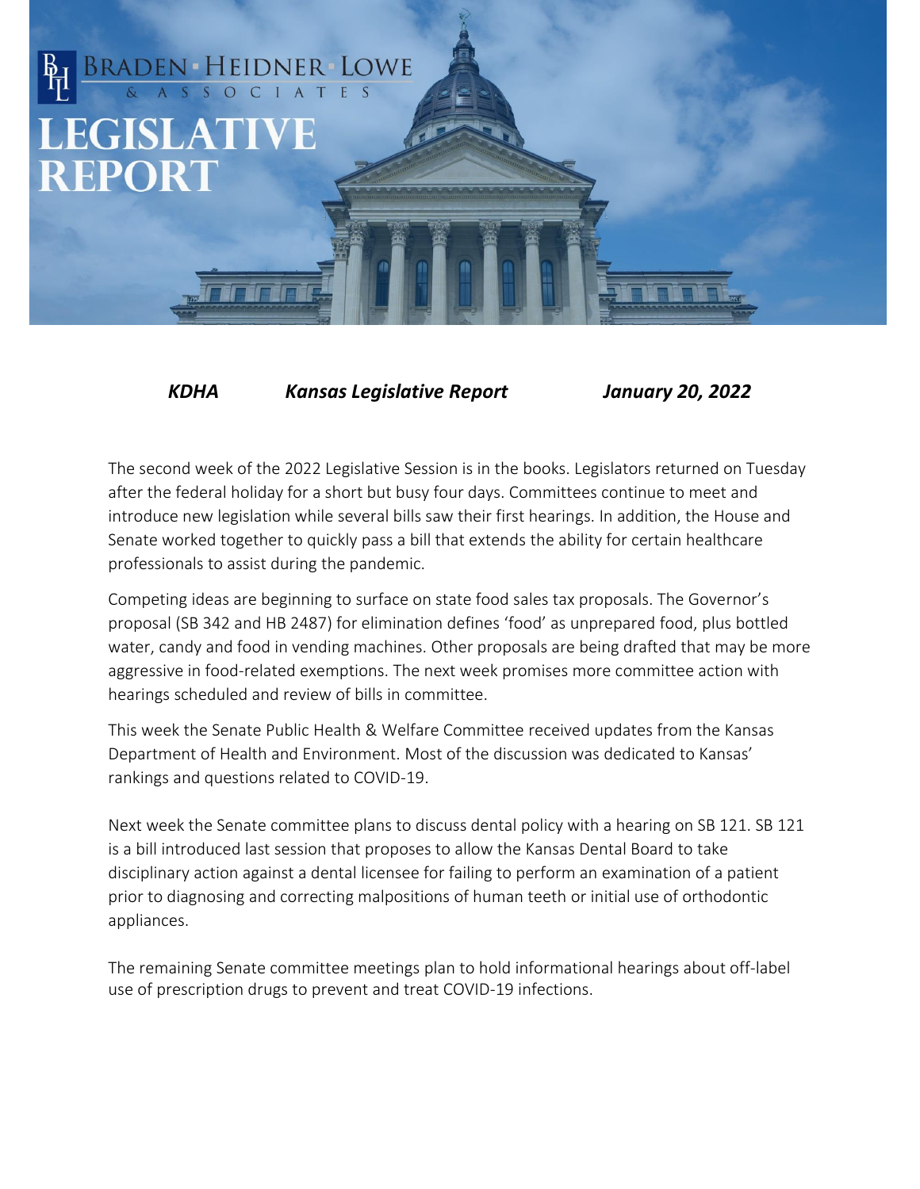# BRADEN HEIDNER LOWE & ASSOCIATES

# LEGISLATIVE REPORT

***KDHA*** ***Kansas Legislative Report*** ***January 20, 2022***

The second week of the 2022 Legislative Session is in the books. Legislators returned on Tuesday after the federal holiday for a short but busy four days. Committees continue to meet and introduce new legislation while several bills saw their first hearings. In addition, the House and Senate worked together to quickly pass a bill that extends the ability for certain healthcare professionals to assist during the pandemic.

Competing ideas are beginning to surface on state food sales tax proposals. The Governor's proposal (SB 342 and HB 2487) for elimination defines 'food' as unprepared food, plus bottled water, candy and food in vending machines. Other proposals are being drafted that may be more aggressive in food-related exemptions. The next week promises more committee action with hearings scheduled and review of bills in committee.

This week the Senate Public Health & Welfare Committee received updates from the Kansas Department of Health and Environment. Most of the discussion was dedicated to Kansas' rankings and questions related to COVID-19.

Next week the Senate committee plans to discuss dental policy with a hearing on SB 121. SB 121 is a bill introduced last session that proposes to allow the Kansas Dental Board to take disciplinary action against a dental licensee for failing to perform an examination of a patient prior to diagnosing and correcting malpositions of human teeth or initial use of orthodontic appliances.

The remaining Senate committee meetings plan to hold informational hearings about off-label use of prescription drugs to prevent and treat COVID-19 infections.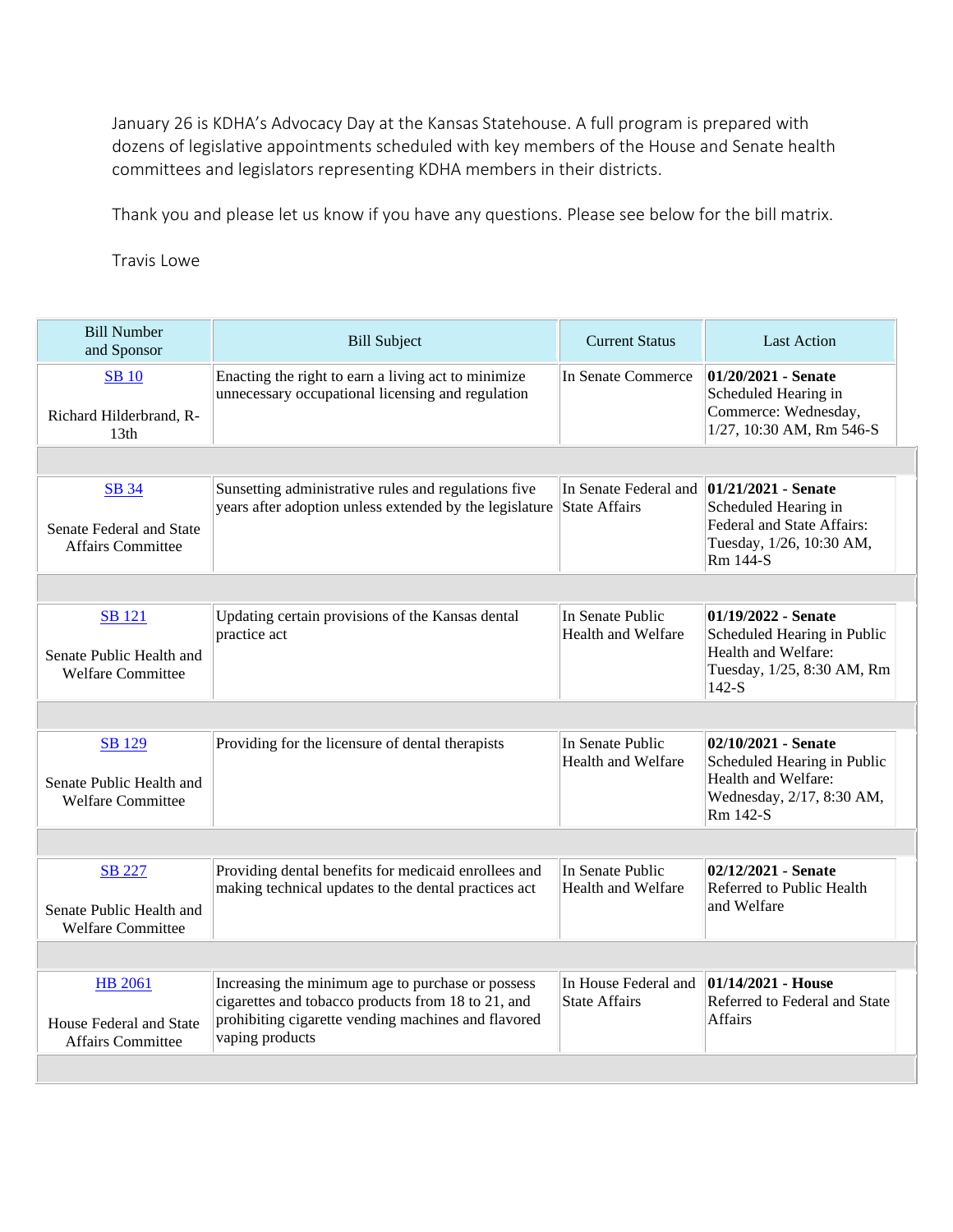January 26 is KDHA's Advocacy Day at the Kansas Statehouse. A full program is prepared with dozens of legislative appointments scheduled with key members of the House and Senate health committees and legislators representing KDHA members in their districts.

Thank you and please let us know if you have any questions. Please see below for the bill matrix.

Travis Lowe

| Bill Number and Sponsor | Bill Subject | Current Status | Last Action |
|---|---|---|---|
| SB 10<br><br>Richard Hilderbrand, R-13th | Enacting the right to earn a living act to minimize unnecessary occupational licensing and regulation | In Senate Commerce | **01/20/2021 - Senate** Scheduled Hearing in Commerce: Wednesday, 1/27, 10:30 AM, Rm 546-S |
| SB 34<br><br>Senate Federal and State Affairs Committee | Sunsetting administrative rules and regulations five years after adoption unless extended by the legislature | In Senate Federal and State Affairs | **01/21/2021 - Senate** Scheduled Hearing in Federal and State Affairs: Tuesday, 1/26, 10:30 AM, Rm 144-S |
| SB 121<br><br>Senate Public Health and Welfare Committee | Updating certain provisions of the Kansas dental practice act | In Senate Public Health and Welfare | **01/19/2022 - Senate** Scheduled Hearing in Public Health and Welfare: Tuesday, 1/25, 8:30 AM, Rm 142-S |
| SB 129<br><br>Senate Public Health and Welfare Committee | Providing for the licensure of dental therapists | In Senate Public Health and Welfare | **02/10/2021 - Senate** Scheduled Hearing in Public Health and Welfare: Wednesday, 2/17, 8:30 AM, Rm 142-S |
| SB 227<br><br>Senate Public Health and Welfare Committee | Providing dental benefits for medicaid enrollees and making technical updates to the dental practices act | In Senate Public Health and Welfare | **02/12/2021 - Senate** Referred to Public Health and Welfare |
| HB 2061<br><br>House Federal and State Affairs Committee | Increasing the minimum age to purchase or possess cigarettes and tobacco products from 18 to 21, and prohibiting cigarette vending machines and flavored vaping products | In House Federal and State Affairs | **01/14/2021 - House** Referred to Federal and State Affairs |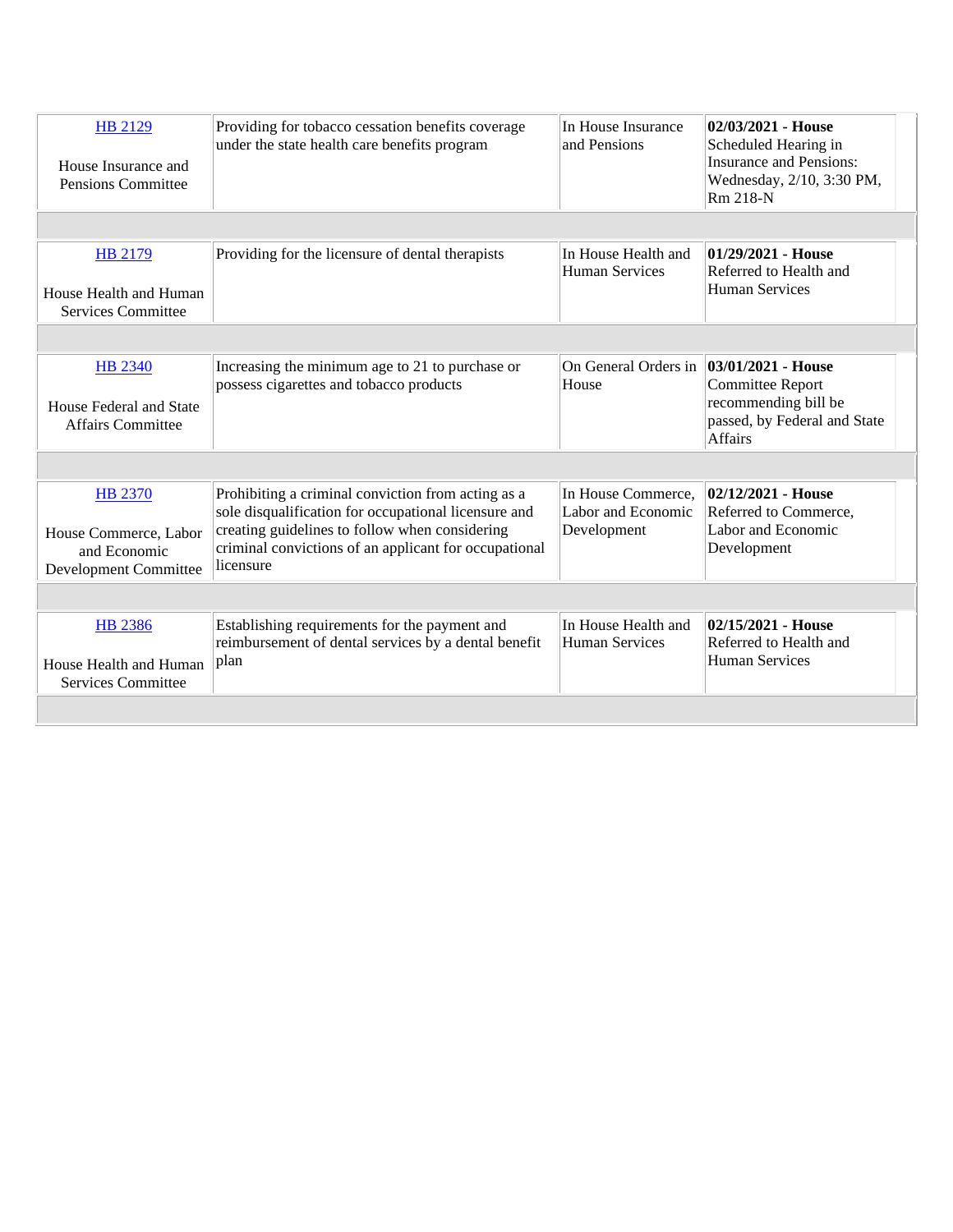| | | | |
|---|---|---|---|
| HB 2129<br><br>House Insurance and Pensions Committee | Providing for tobacco cessation benefits coverage under the state health care benefits program | In House Insurance and Pensions | **02/03/2021 - House** Scheduled Hearing in Insurance and Pensions: Wednesday, 2/10, 3:30 PM, Rm 218-N |
| HB 2179<br><br>House Health and Human Services Committee | Providing for the licensure of dental therapists | In House Health and Human Services | **01/29/2021 - House** Referred to Health and Human Services |
| HB 2340<br><br>House Federal and State Affairs Committee | Increasing the minimum age to 21 to purchase or possess cigarettes and tobacco products | On General Orders in House | **03/01/2021 - House** Committee Report recommending bill be passed, by Federal and State Affairs |
| HB 2370<br><br>House Commerce, Labor and Economic Development Committee | Prohibiting a criminal conviction from acting as a sole disqualification for occupational licensure and creating guidelines to follow when considering criminal convictions of an applicant for occupational licensure | In House Commerce, Labor and Economic Development | **02/12/2021 - House** Referred to Commerce, Labor and Economic Development |
| HB 2386<br><br>House Health and Human Services Committee | Establishing requirements for the payment and reimbursement of dental services by a dental benefit plan | In House Health and Human Services | **02/15/2021 - House** Referred to Health and Human Services |